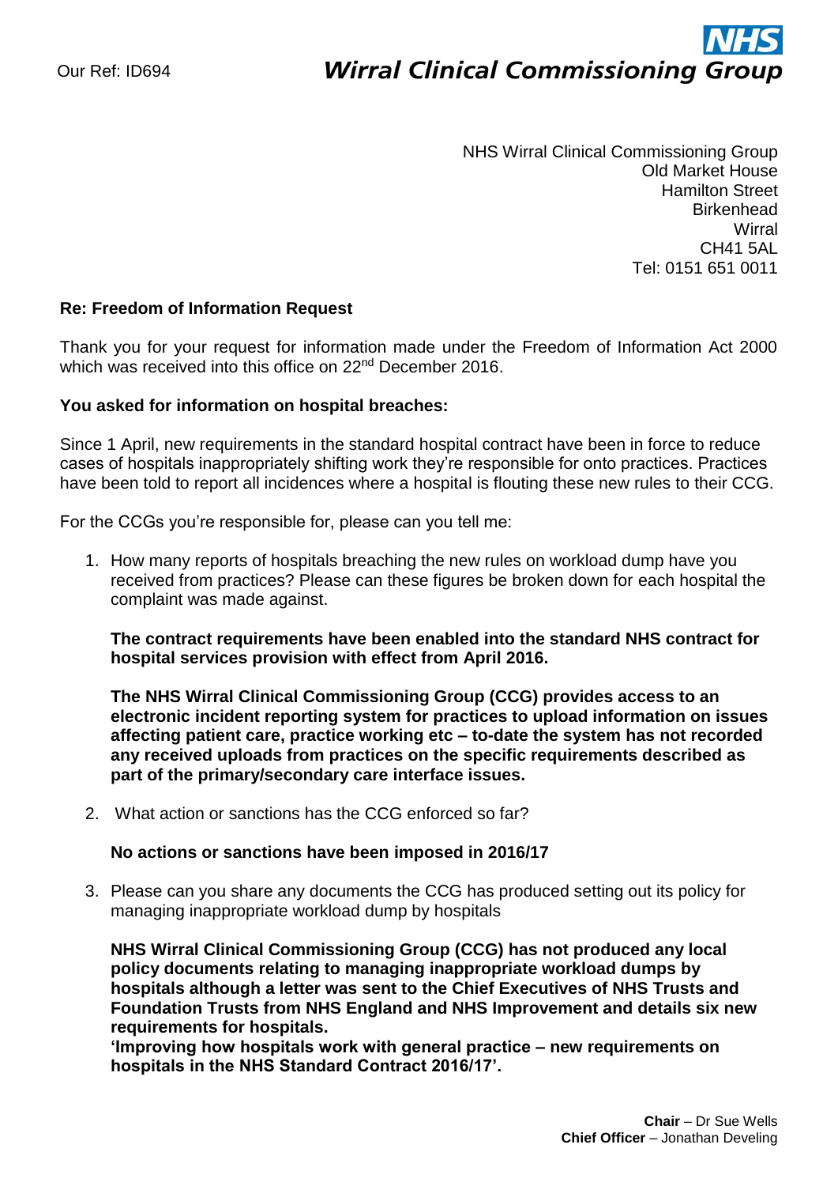Our Ref: ID694

**NHS Wirral Clinical Commissioning Group**

NHS Wirral Clinical Commissioning Group
Old Market House
Hamilton Street
Birkenhead
Wirral
CH41 5AL
Tel: 0151 651 0011

**Re: Freedom of Information Request**

Thank you for your request for information made under the Freedom of Information Act 2000 which was received into this office on 22nd December 2016.

**You asked for information on hospital breaches:**

Since 1 April, new requirements in the standard hospital contract have been in force to reduce cases of hospitals inappropriately shifting work they're responsible for onto practices. Practices have been told to report all incidences where a hospital is flouting these new rules to their CCG.

For the CCGs you're responsible for, please can you tell me:

1. How many reports of hospitals breaching the new rules on workload dump have you received from practices? Please can these figures be broken down for each hospital the complaint was made against.

   **The contract requirements have been enabled into the standard NHS contract for hospital services provision with effect from April 2016.**

   **The NHS Wirral Clinical Commissioning Group (CCG) provides access to an electronic incident reporting system for practices to upload information on issues affecting patient care, practice working etc – to-date the system has not recorded any received uploads from practices on the specific requirements described as part of the primary/secondary care interface issues.**

2. What action or sanctions has the CCG enforced so far?

   **No actions or sanctions have been imposed in 2016/17**

3. Please can you share any documents the CCG has produced setting out its policy for managing inappropriate workload dump by hospitals

   **NHS Wirral Clinical Commissioning Group (CCG) has not produced any local policy documents relating to managing inappropriate workload dumps by hospitals although a letter was sent to the Chief Executives of NHS Trusts and Foundation Trusts from NHS England and NHS Improvement and details six new requirements for hospitals.**
   **'Improving how hospitals work with general practice – new requirements on hospitals in the NHS Standard Contract 2016/17'.**

**Chair** – Dr Sue Wells
**Chief Officer** – Jonathan Develing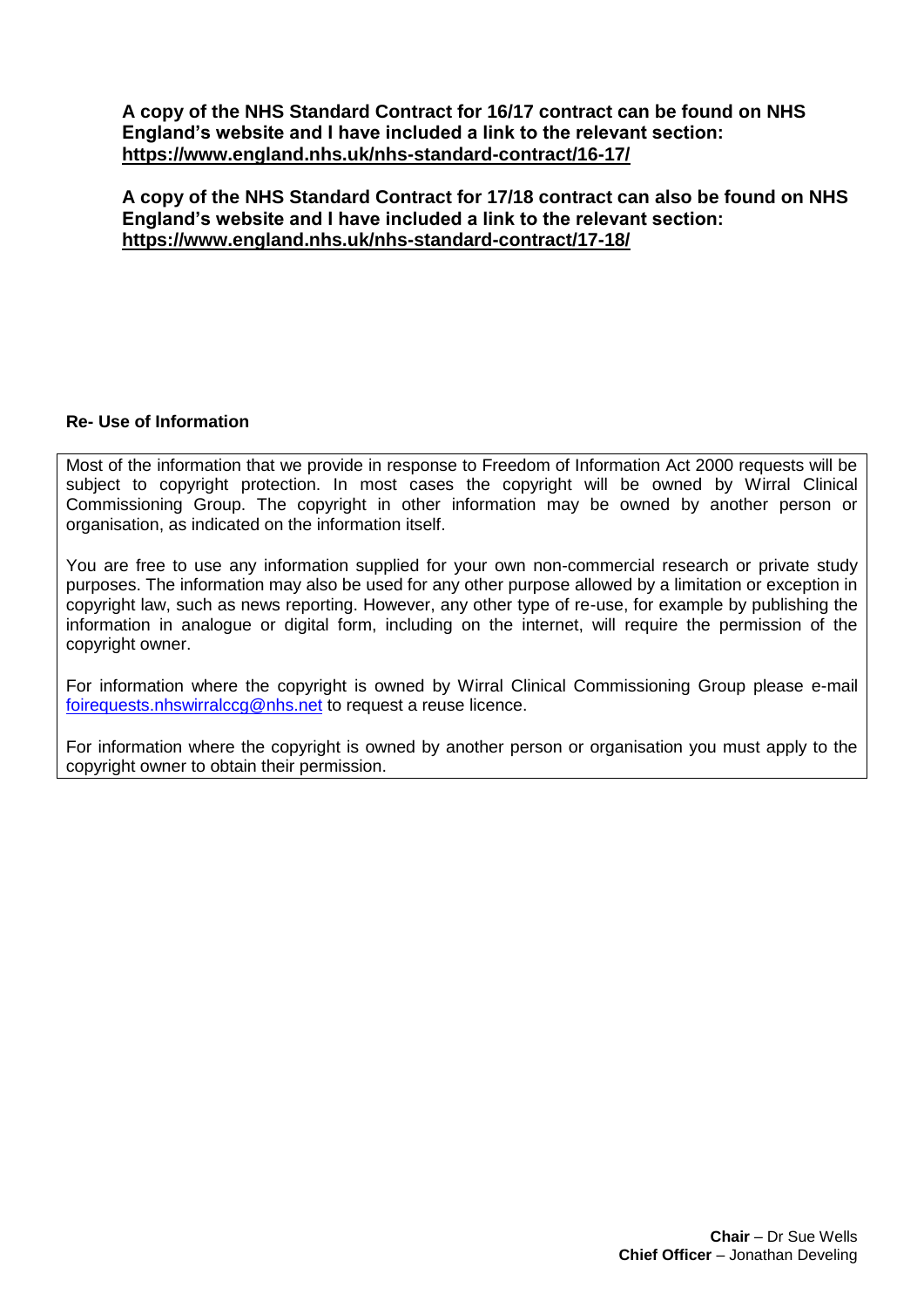**A copy of the NHS Standard Contract for 16/17 contract can be found on NHS England's website and I have included a link to the relevant section: https://www.england.nhs.uk/nhs-standard-contract/16-17/**

**A copy of the NHS Standard Contract for 17/18 contract can also be found on NHS England's website and I have included a link to the relevant section: https://www.england.nhs.uk/nhs-standard-contract/17-18/**

**Re- Use of Information**

Most of the information that we provide in response to Freedom of Information Act 2000 requests will be subject to copyright protection. In most cases the copyright will be owned by Wirral Clinical Commissioning Group. The copyright in other information may be owned by another person or organisation, as indicated on the information itself.

You are free to use any information supplied for your own non-commercial research or private study purposes. The information may also be used for any other purpose allowed by a limitation or exception in copyright law, such as news reporting. However, any other type of re-use, for example by publishing the information in analogue or digital form, including on the internet, will require the permission of the copyright owner.

For information where the copyright is owned by Wirral Clinical Commissioning Group please e-mail foirequests.nhswirralccg@nhs.net to request a reuse licence.

For information where the copyright is owned by another person or organisation you must apply to the copyright owner to obtain their permission.

**Chair** – Dr Sue Wells
**Chief Officer** – Jonathan Develing